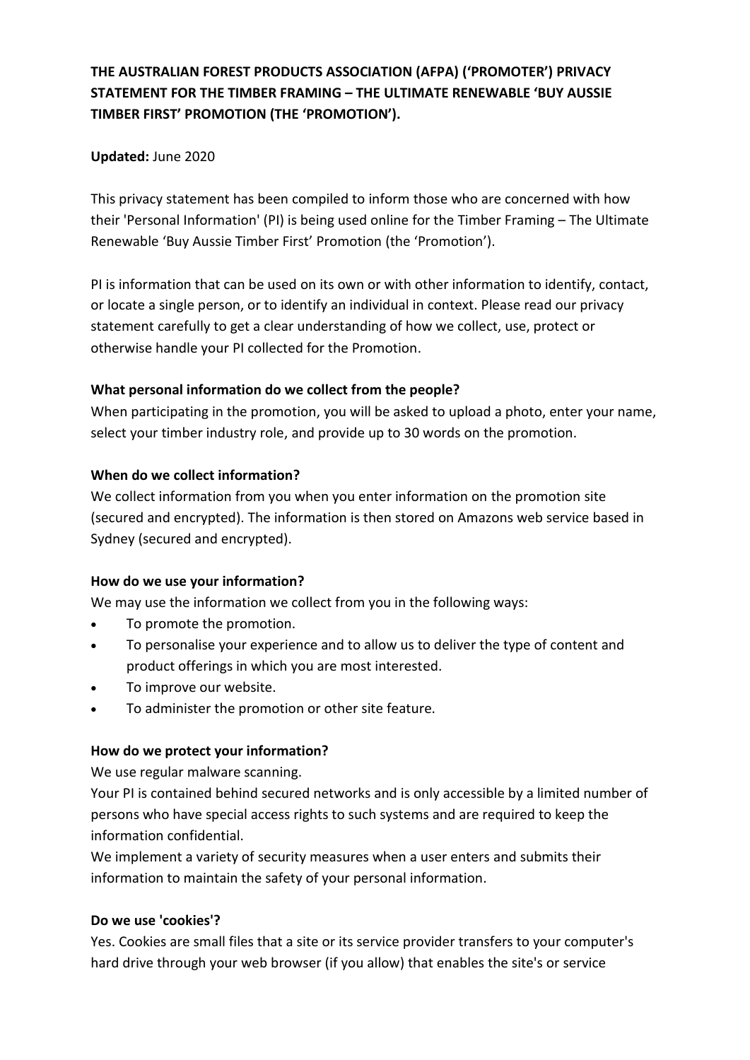**THE AUSTRALIAN FOREST PRODUCTS ASSOCIATION (AFPA) ('PROMOTER') PRIVACY STATEMENT FOR THE TIMBER FRAMING – THE ULTIMATE RENEWABLE 'BUY AUSSIE TIMBER FIRST' PROMOTION (THE 'PROMOTION').**

**Updated:** June 2020

This privacy statement has been compiled to inform those who are concerned with how their 'Personal Information' (PI) is being used online for the Timber Framing – The Ultimate Renewable 'Buy Aussie Timber First' Promotion (the 'Promotion').

PI is information that can be used on its own or with other information to identify, contact, or locate a single person, or to identify an individual in context. Please read our privacy statement carefully to get a clear understanding of how we collect, use, protect or otherwise handle your PI collected for the Promotion.

**What personal information do we collect from the people?**

When participating in the promotion, you will be asked to upload a photo, enter your name, select your timber industry role, and provide up to 30 words on the promotion.

**When do we collect information?**

We collect information from you when you enter information on the promotion site (secured and encrypted). The information is then stored on Amazons web service based in Sydney (secured and encrypted).

**How do we use your information?**

We may use the information we collect from you in the following ways:

- To promote the promotion.
- To personalise your experience and to allow us to deliver the type of content and product offerings in which you are most interested.
- To improve our website.
- To administer the promotion or other site feature.

**How do we protect your information?**

We use regular malware scanning.

Your PI is contained behind secured networks and is only accessible by a limited number of persons who have special access rights to such systems and are required to keep the information confidential.

We implement a variety of security measures when a user enters and submits their information to maintain the safety of your personal information.

**Do we use 'cookies'?**

Yes. Cookies are small files that a site or its service provider transfers to your computer's hard drive through your web browser (if you allow) that enables the site's or service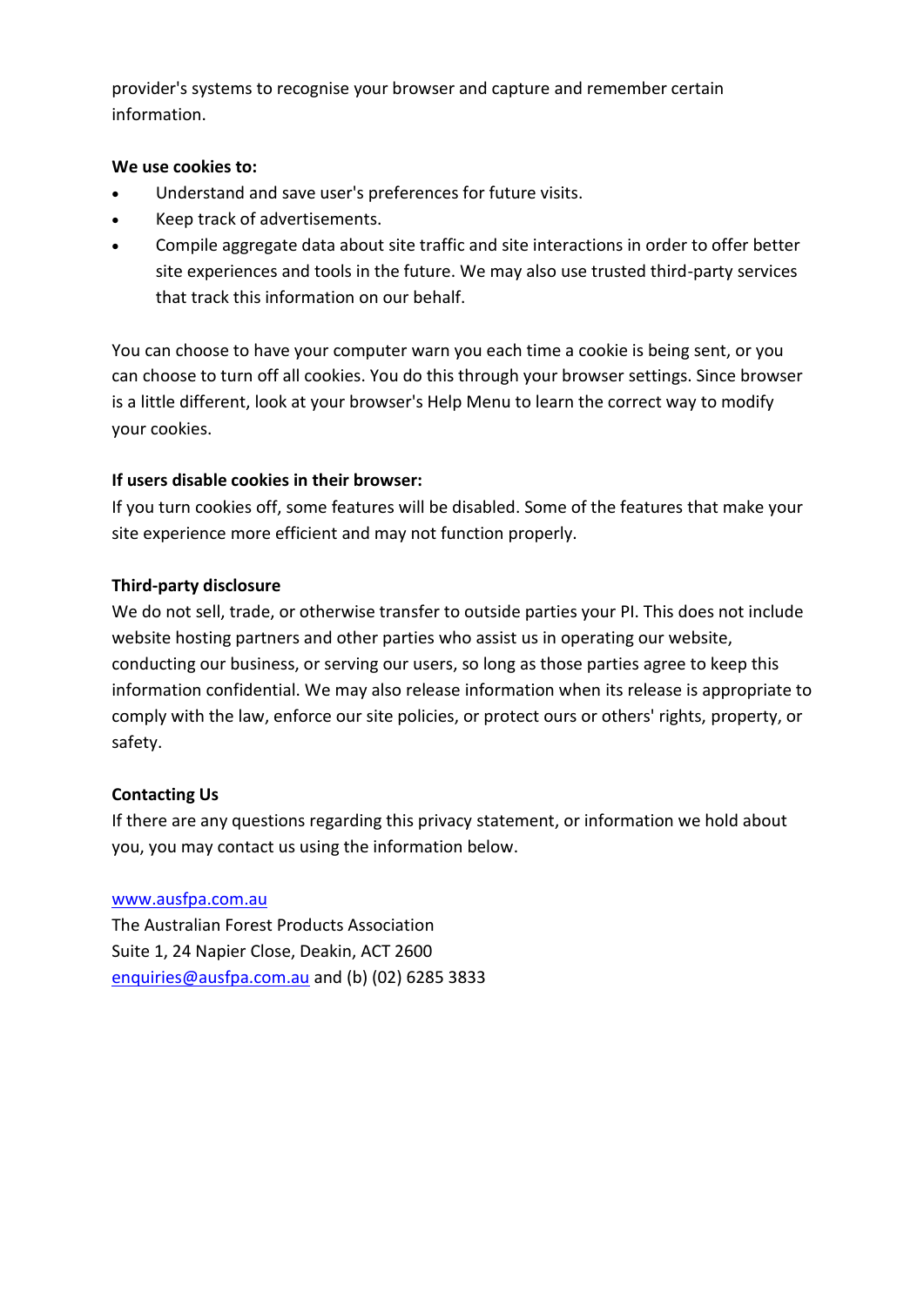provider's systems to recognise your browser and capture and remember certain information.

**We use cookies to:**

- Understand and save user's preferences for future visits.
- Keep track of advertisements.
- Compile aggregate data about site traffic and site interactions in order to offer better site experiences and tools in the future. We may also use trusted third-party services that track this information on our behalf.

You can choose to have your computer warn you each time a cookie is being sent, or you can choose to turn off all cookies. You do this through your browser settings. Since browser is a little different, look at your browser's Help Menu to learn the correct way to modify your cookies.

**If users disable cookies in their browser:**

If you turn cookies off, some features will be disabled. Some of the features that make your site experience more efficient and may not function properly.

**Third-party disclosure**

We do not sell, trade, or otherwise transfer to outside parties your PI. This does not include website hosting partners and other parties who assist us in operating our website, conducting our business, or serving our users, so long as those parties agree to keep this information confidential. We may also release information when its release is appropriate to comply with the law, enforce our site policies, or protect ours or others' rights, property, or safety.

**Contacting Us**

If there are any questions regarding this privacy statement, or information we hold about you, you may contact us using the information below.

[www.ausfpa.com.au](http://www.ausfpa.com.au)
The Australian Forest Products Association
Suite 1, 24 Napier Close, Deakin, ACT 2600
[enquiries@ausfpa.com.au](mailto:enquiries@ausfpa.com.au) and (b) (02) 6285 3833